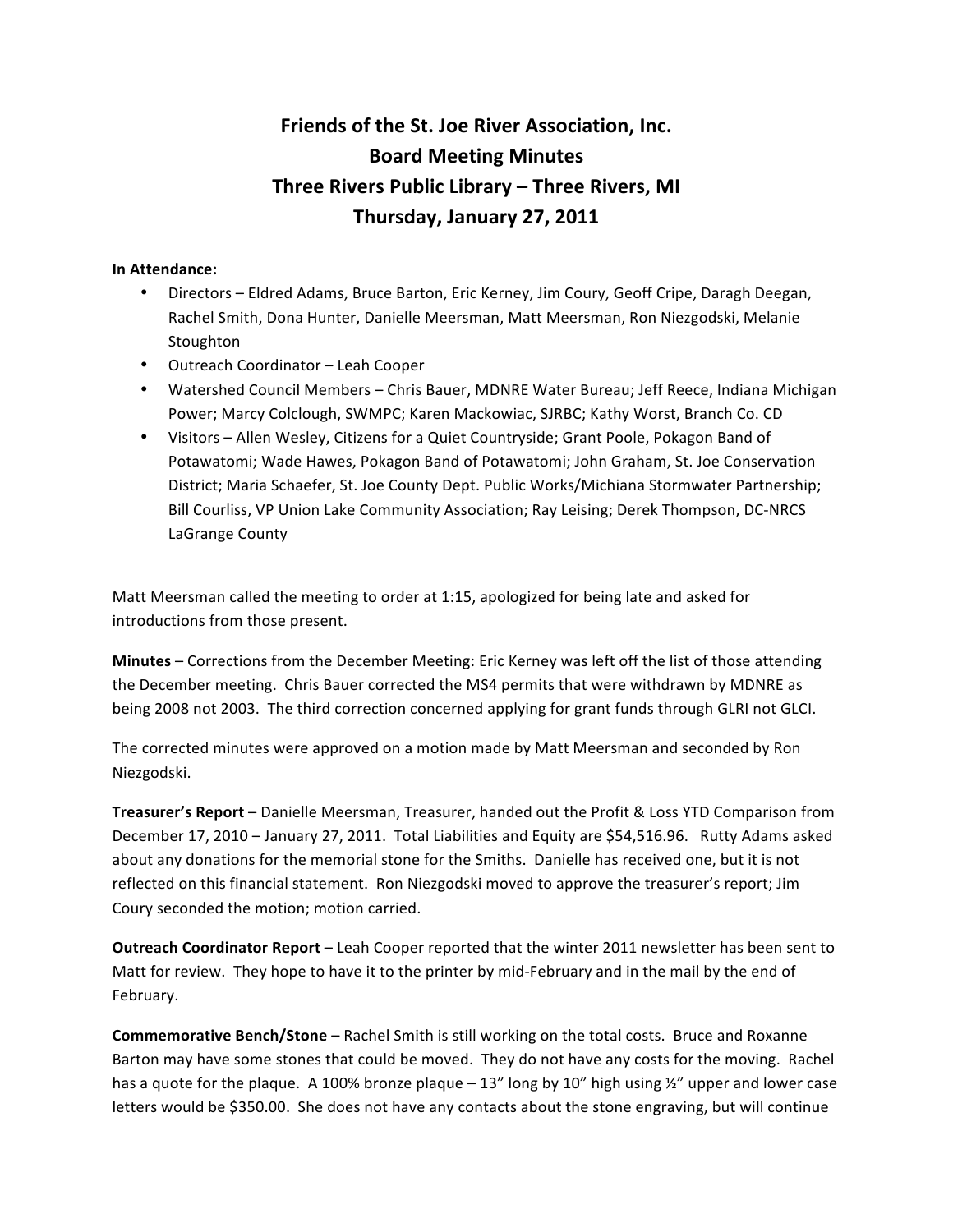# Friends of the St. Joe River Association, Inc.
## Board Meeting Minutes
## Three Rivers Public Library – Three Rivers, MI
## Thursday, January 27, 2011

**In Attendance:**

- Directors – Eldred Adams, Bruce Barton, Eric Kerney, Jim Coury, Geoff Cripe, Daragh Deegan, Rachel Smith, Dona Hunter, Danielle Meersman, Matt Meersman, Ron Niezgodski, Melanie Stoughton
- Outreach Coordinator – Leah Cooper
- Watershed Council Members – Chris Bauer, MDNRE Water Bureau; Jeff Reece, Indiana Michigan Power; Marcy Colclough, SWMPC; Karen Mackowiac, SJRBC; Kathy Worst, Branch Co. CD
- Visitors – Allen Wesley, Citizens for a Quiet Countryside; Grant Poole, Pokagon Band of Potawatomi; Wade Hawes, Pokagon Band of Potawatomi; John Graham, St. Joe Conservation District; Maria Schaefer, St. Joe County Dept. Public Works/Michiana Stormwater Partnership; Bill Courliss, VP Union Lake Community Association; Ray Leising; Derek Thompson, DC-NRCS LaGrange County

Matt Meersman called the meeting to order at 1:15, apologized for being late and asked for introductions from those present.

**Minutes** – Corrections from the December Meeting: Eric Kerney was left off the list of those attending the December meeting. Chris Bauer corrected the MS4 permits that were withdrawn by MDNRE as being 2008 not 2003. The third correction concerned applying for grant funds through GLRI not GLCI.

The corrected minutes were approved on a motion made by Matt Meersman and seconded by Ron Niezgodski.

**Treasurer's Report** – Danielle Meersman, Treasurer, handed out the Profit & Loss YTD Comparison from December 17, 2010 – January 27, 2011. Total Liabilities and Equity are $54,516.96. Rutty Adams asked about any donations for the memorial stone for the Smiths. Danielle has received one, but it is not reflected on this financial statement. Ron Niezgodski moved to approve the treasurer's report; Jim Coury seconded the motion; motion carried.

**Outreach Coordinator Report** – Leah Cooper reported that the winter 2011 newsletter has been sent to Matt for review. They hope to have it to the printer by mid-February and in the mail by the end of February.

**Commemorative Bench/Stone** – Rachel Smith is still working on the total costs. Bruce and Roxanne Barton may have some stones that could be moved. They do not have any costs for the moving. Rachel has a quote for the plaque. A 100% bronze plaque – 13" long by 10" high using ½" upper and lower case letters would be $350.00. She does not have any contacts about the stone engraving, but will continue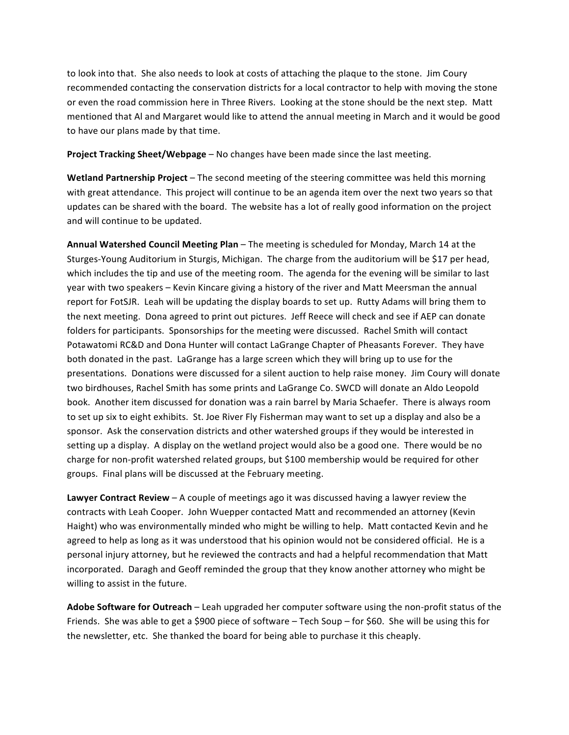to look into that. She also needs to look at costs of attaching the plaque to the stone. Jim Coury recommended contacting the conservation districts for a local contractor to help with moving the stone or even the road commission here in Three Rivers. Looking at the stone should be the next step. Matt mentioned that Al and Margaret would like to attend the annual meeting in March and it would be good to have our plans made by that time.

**Project Tracking Sheet/Webpage** – No changes have been made since the last meeting.

**Wetland Partnership Project** – The second meeting of the steering committee was held this morning with great attendance. This project will continue to be an agenda item over the next two years so that updates can be shared with the board. The website has a lot of really good information on the project and will continue to be updated.

**Annual Watershed Council Meeting Plan** – The meeting is scheduled for Monday, March 14 at the Sturges-Young Auditorium in Sturgis, Michigan. The charge from the auditorium will be $17 per head, which includes the tip and use of the meeting room. The agenda for the evening will be similar to last year with two speakers – Kevin Kincare giving a history of the river and Matt Meersman the annual report for FotSJR. Leah will be updating the display boards to set up. Rutty Adams will bring them to the next meeting. Dona agreed to print out pictures. Jeff Reece will check and see if AEP can donate folders for participants. Sponsorships for the meeting were discussed. Rachel Smith will contact Potawatomi RC&D and Dona Hunter will contact LaGrange Chapter of Pheasants Forever. They have both donated in the past. LaGrange has a large screen which they will bring up to use for the presentations. Donations were discussed for a silent auction to help raise money. Jim Coury will donate two birdhouses, Rachel Smith has some prints and LaGrange Co. SWCD will donate an Aldo Leopold book. Another item discussed for donation was a rain barrel by Maria Schaefer. There is always room to set up six to eight exhibits. St. Joe River Fly Fisherman may want to set up a display and also be a sponsor. Ask the conservation districts and other watershed groups if they would be interested in setting up a display. A display on the wetland project would also be a good one. There would be no charge for non-profit watershed related groups, but $100 membership would be required for other groups. Final plans will be discussed at the February meeting.

**Lawyer Contract Review** – A couple of meetings ago it was discussed having a lawyer review the contracts with Leah Cooper. John Wuepper contacted Matt and recommended an attorney (Kevin Haight) who was environmentally minded who might be willing to help. Matt contacted Kevin and he agreed to help as long as it was understood that his opinion would not be considered official. He is a personal injury attorney, but he reviewed the contracts and had a helpful recommendation that Matt incorporated. Daragh and Geoff reminded the group that they know another attorney who might be willing to assist in the future.

**Adobe Software for Outreach** – Leah upgraded her computer software using the non-profit status of the Friends. She was able to get a $900 piece of software – Tech Soup – for $60. She will be using this for the newsletter, etc. She thanked the board for being able to purchase it this cheaply.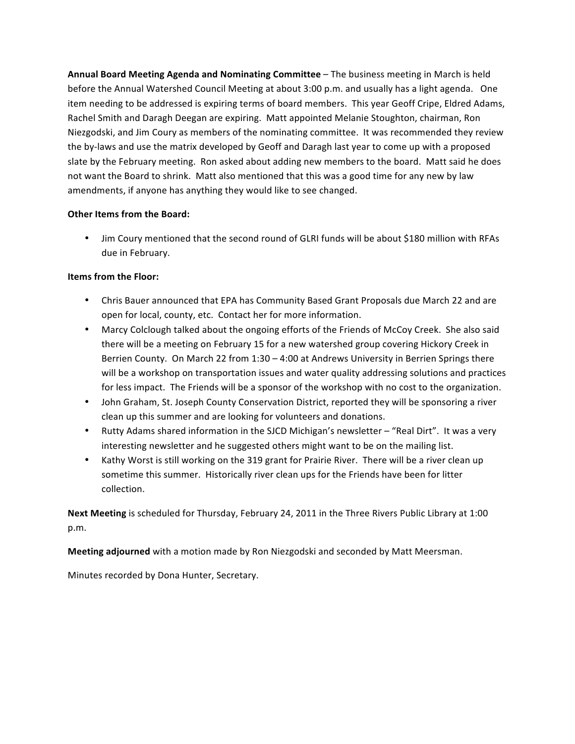**Annual Board Meeting Agenda and Nominating Committee** – The business meeting in March is held before the Annual Watershed Council Meeting at about 3:00 p.m. and usually has a light agenda. One item needing to be addressed is expiring terms of board members. This year Geoff Cripe, Eldred Adams, Rachel Smith and Daragh Deegan are expiring. Matt appointed Melanie Stoughton, chairman, Ron Niezgodski, and Jim Coury as members of the nominating committee. It was recommended they review the by-laws and use the matrix developed by Geoff and Daragh last year to come up with a proposed slate by the February meeting. Ron asked about adding new members to the board. Matt said he does not want the Board to shrink. Matt also mentioned that this was a good time for any new by law amendments, if anyone has anything they would like to see changed.

**Other Items from the Board:**

- Jim Coury mentioned that the second round of GLRI funds will be about $180 million with RFAs due in February.

**Items from the Floor:**

- Chris Bauer announced that EPA has Community Based Grant Proposals due March 22 and are open for local, county, etc. Contact her for more information.
- Marcy Colclough talked about the ongoing efforts of the Friends of McCoy Creek. She also said there will be a meeting on February 15 for a new watershed group covering Hickory Creek in Berrien County. On March 22 from 1:30 – 4:00 at Andrews University in Berrien Springs there will be a workshop on transportation issues and water quality addressing solutions and practices for less impact. The Friends will be a sponsor of the workshop with no cost to the organization.
- John Graham, St. Joseph County Conservation District, reported they will be sponsoring a river clean up this summer and are looking for volunteers and donations.
- Rutty Adams shared information in the SJCD Michigan's newsletter – "Real Dirt". It was a very interesting newsletter and he suggested others might want to be on the mailing list.
- Kathy Worst is still working on the 319 grant for Prairie River. There will be a river clean up sometime this summer. Historically river clean ups for the Friends have been for litter collection.

**Next Meeting** is scheduled for Thursday, February 24, 2011 in the Three Rivers Public Library at 1:00 p.m.

**Meeting adjourned** with a motion made by Ron Niezgodski and seconded by Matt Meersman.

Minutes recorded by Dona Hunter, Secretary.